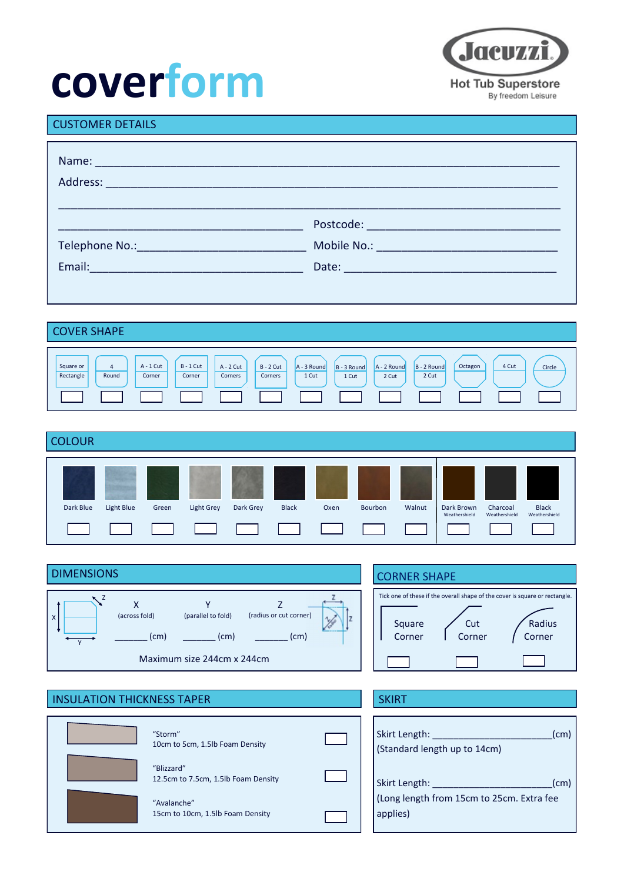# coverform

Jacuzzi
Hot Tub Superstore
By freedom Leisure

## CUSTOMER DETAILS

Name: ______________________________________________

Address: ____________________________________________

____________________________________________________

________________________________ Postcode: ______________________

Telephone No.:_______________________ Mobile No.: ______________________

Email:______________________________ Date: __________________________

## COVER SHAPE

| Square or Rectangle | 4 Round | A - 1 Cut Corner | B - 1 Cut Corner | A - 2 Cut Corners | B - 2 Cut Corners | A - 3 Round 1 Cut | B - 3 Round 1 Cut | A - 2 Round 2 Cut | B - 2 Round 2 Cut | Octagon | 4 Cut | Circle |
|---|---|---|---|---|---|---|---|---|---|---|---|---|
| ☐ | ☐ | ☐ | ☐ | ☐ | ☐ | ☐ | ☐ | ☐ | ☐ | ☐ | ☐ | ☐ |

## COLOUR

| Dark Blue | Light Blue | Green | Light Grey | Dark Grey | Black | Oxen | Bourbon | Walnut | Dark Brown Weathershield | Charcoal Weathershield | Black Weathershield |
|---|---|---|---|---|---|---|---|---|---|---|---|
| ☐ | ☐ | ☐ | ☐ | ☐ | ☐ | ☐ | ☐ | ☐ | ☐ | ☐ | ☐ |

## DIMENSIONS

| X (across fold) | Y (parallel to fold) | Z (radius or cut corner) |
|---|---|---|
| _______ (cm) | _______ (cm) | _______ (cm) |

Maximum size 244cm x 244cm

## CORNER SHAPE

Tick one of these if the overall shape of the cover is square or rectangle.

| Square Corner | Cut Corner | Radius Corner |
|---|---|---|
| ☐ | ☐ | ☐ |

## INSULATION THICKNESS TAPER

“Storm”
10cm to 5cm, 1.5lb Foam Density ☐

“Blizzard”
12.5cm to 7.5cm, 1.5lb Foam Density ☐

“Avalanche”
15cm to 10cm, 1.5lb Foam Density ☐

## SKIRT

Skirt Length: ______________________(cm)
(Standard length up to 14cm)

Skirt Length: ______________________(cm)
(Long length from 15cm to 25cm. Extra fee applies)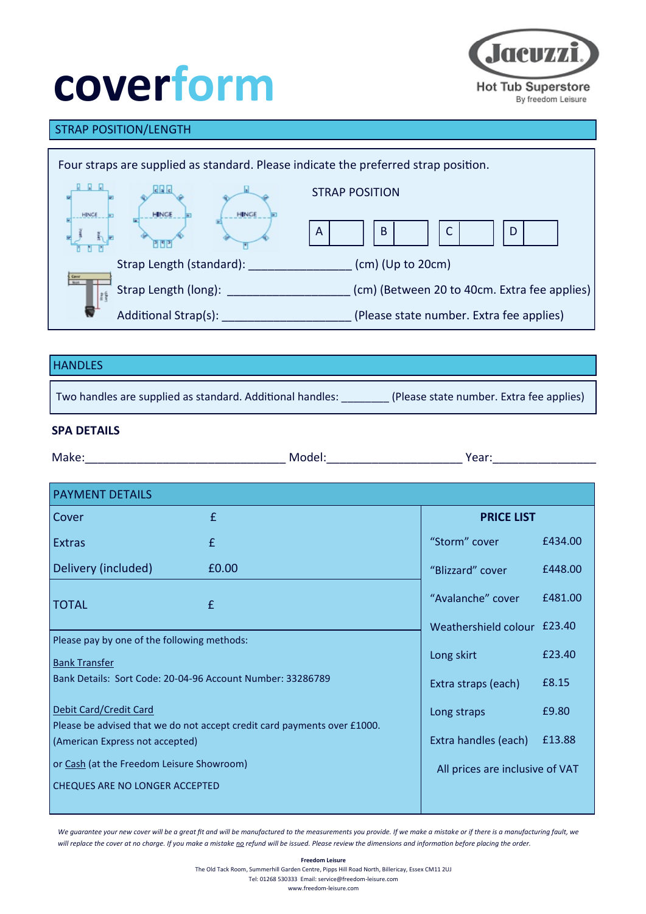# coverform

Jacuzzi Hot Tub Superstore By freedom Leisure

## STRAP POSITION/LENGTH

Four straps are supplied as standard. Please indicate the preferred strap position.

STRAP POSITION

| A | | B | | C | | D | |
|---|---|---|---|---|---|---|---|

Strap Length (standard): ________________ (cm) (Up to 20cm)

Strap Length (long): ____________________ (cm) (Between 20 to 40cm. Extra fee applies)

Additional Strap(s): ____________________ (Please state number. Extra fee applies)

## HANDLES

Two handles are supplied as standard. Additional handles: ________ (Please state number. Extra fee applies)

### SPA DETAILS

Make:________________________________ Model:_____________________ Year:________________

## PAYMENT DETAILS

| | |
|---|---|
| Cover | £ |
| Extras | £ |
| Delivery (included) | £0.00 |
| TOTAL | £ |

Please pay by one of the following methods:

Bank Transfer

Bank Details: Sort Code: 20-04-96 Account Number: 33286789

Debit Card/Credit Card

Please be advised that we do not accept credit card payments over £1000.

(American Express not accepted)

or Cash (at the Freedom Leisure Showroom)

CHEQUES ARE NO LONGER ACCEPTED

| PRICE LIST | |
|---|---|
| "Storm" cover | £434.00 |
| "Blizzard" cover | £448.00 |
| "Avalanche" cover | £481.00 |
| Weathershield colour | £23.40 |
| Long skirt | £23.40 |
| Extra straps (each) | £8.15 |
| Long straps | £9.80 |
| Extra handles (each) | £13.88 |

All prices are inclusive of VAT

*We guarantee your new cover will be a great fit and will be manufactured to the measurements you provide. If we make a mistake or if there is a manufacturing fault, we will replace the cover at no charge. If you make a mistake no refund will be issued. Please review the dimensions and information before placing the order.*

**Freedom Leisure**
The Old Tack Room, Summerhill Garden Centre, Pipps Hill Road North, Billericay, Essex CM11 2UJ
Tel: 01268 530333 Email: service@freedom-leisure.com
www.freedom-leisure.com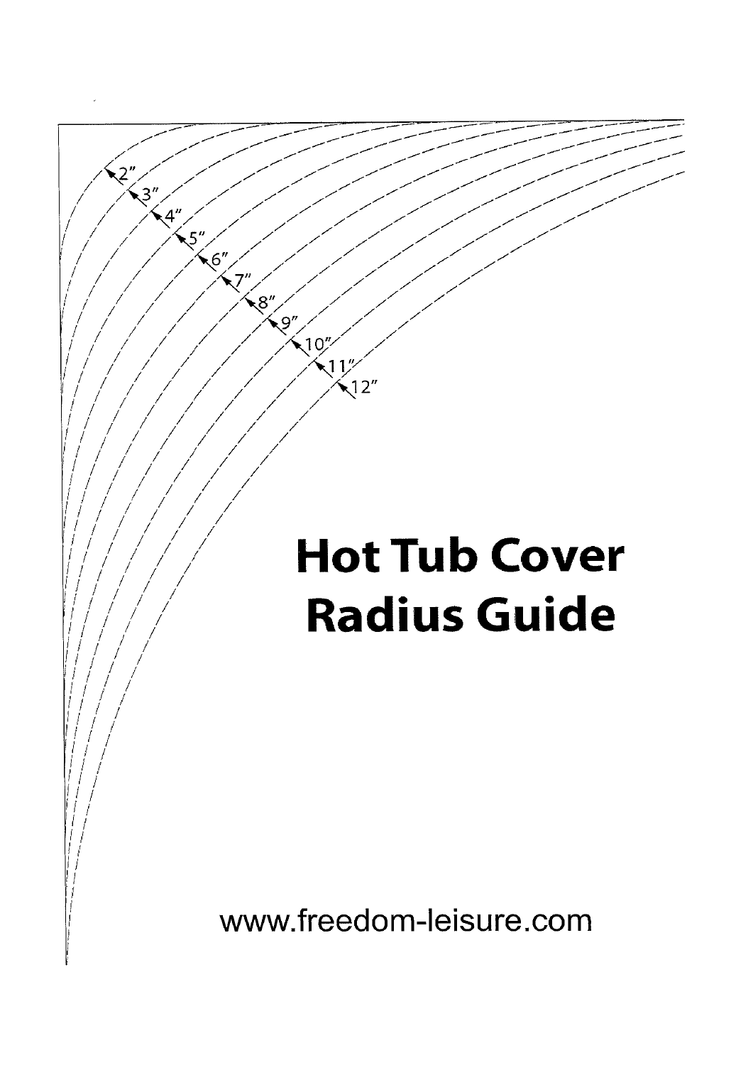2"
3"
4"
5"
6"
7"
8"
9"
10"
11"
12"

# Hot Tub Cover Radius Guide

www.freedom-leisure.com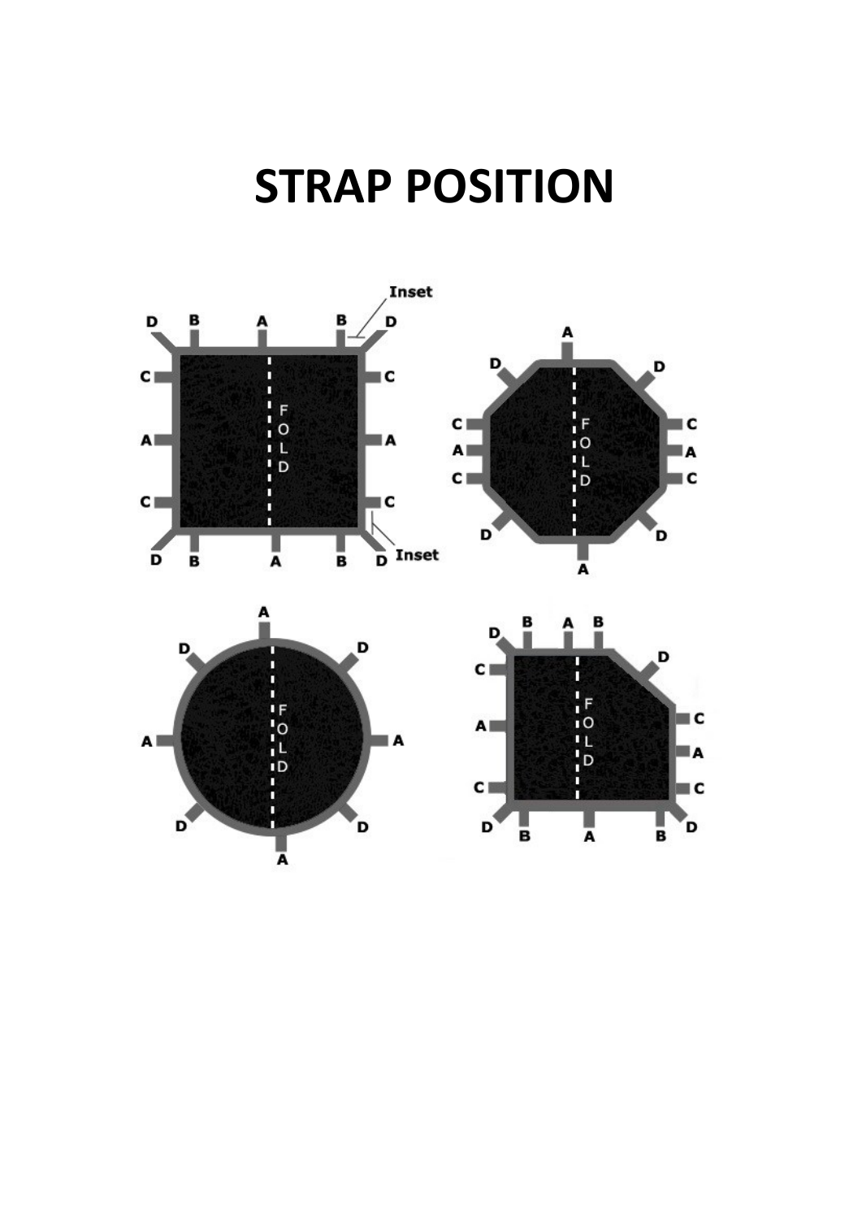# STRAP POSITION

D B A B D
Inset
C C
A F O L D A
C C
D B A B D
Inset

A
D D
C C
A F O L D A
C C
D D
A

A
D D
A F O L D A
D D
A

D B A B
D
C
A F O L D
C
C
A
C
D B A B D